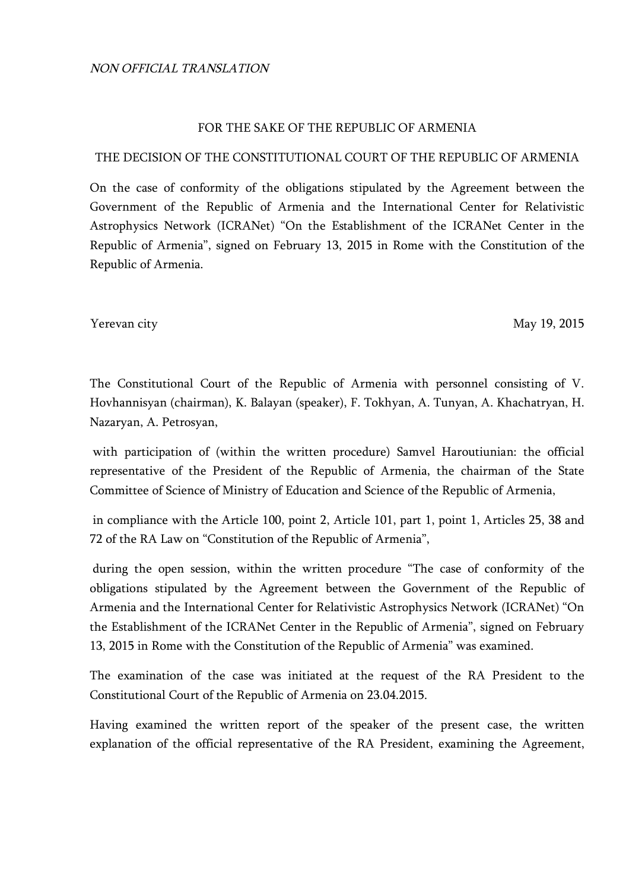*NON OFFICIAL TRANSLATION*

FOR THE SAKE OF THE REPUBLIC OF ARMENIA

THE DECISION OF THE CONSTITUTIONAL COURT OF THE REPUBLIC OF ARMENIA

On the case of conformity of the obligations stipulated by the Agreement between the Government of the Republic of Armenia and the International Center for Relativistic Astrophysics Network (ICRANet) "On the Establishment of the ICRANet Center in the Republic of Armenia", signed on February 13, 2015 in Rome with the Constitution of the Republic of Armenia.

Yerevan city May 19, 2015

The Constitutional Court of the Republic of Armenia with personnel consisting of V. Hovhannisyan (chairman), K. Balayan (speaker), F. Tokhyan, A. Tunyan, A. Khachatryan, H. Nazaryan, A. Petrosyan,

with participation of (within the written procedure) Samvel Haroutiunian: the official representative of the President of the Republic of Armenia, the chairman of the State Committee of Science of Ministry of Education and Science of the Republic of Armenia,

in compliance with the Article 100, point 2, Article 101, part 1, point 1, Articles 25, 38 and 72 of the RA Law on "Constitution of the Republic of Armenia",

during the open session, within the written procedure "The case of conformity of the obligations stipulated by the Agreement between the Government of the Republic of Armenia and the International Center for Relativistic Astrophysics Network (ICRANet) "On the Establishment of the ICRANet Center in the Republic of Armenia", signed on February 13, 2015 in Rome with the Constitution of the Republic of Armenia" was examined.

The examination of the case was initiated at the request of the RA President to the Constitutional Court of the Republic of Armenia on 23.04.2015.

Having examined the written report of the speaker of the present case, the written explanation of the official representative of the RA President, examining the Agreement,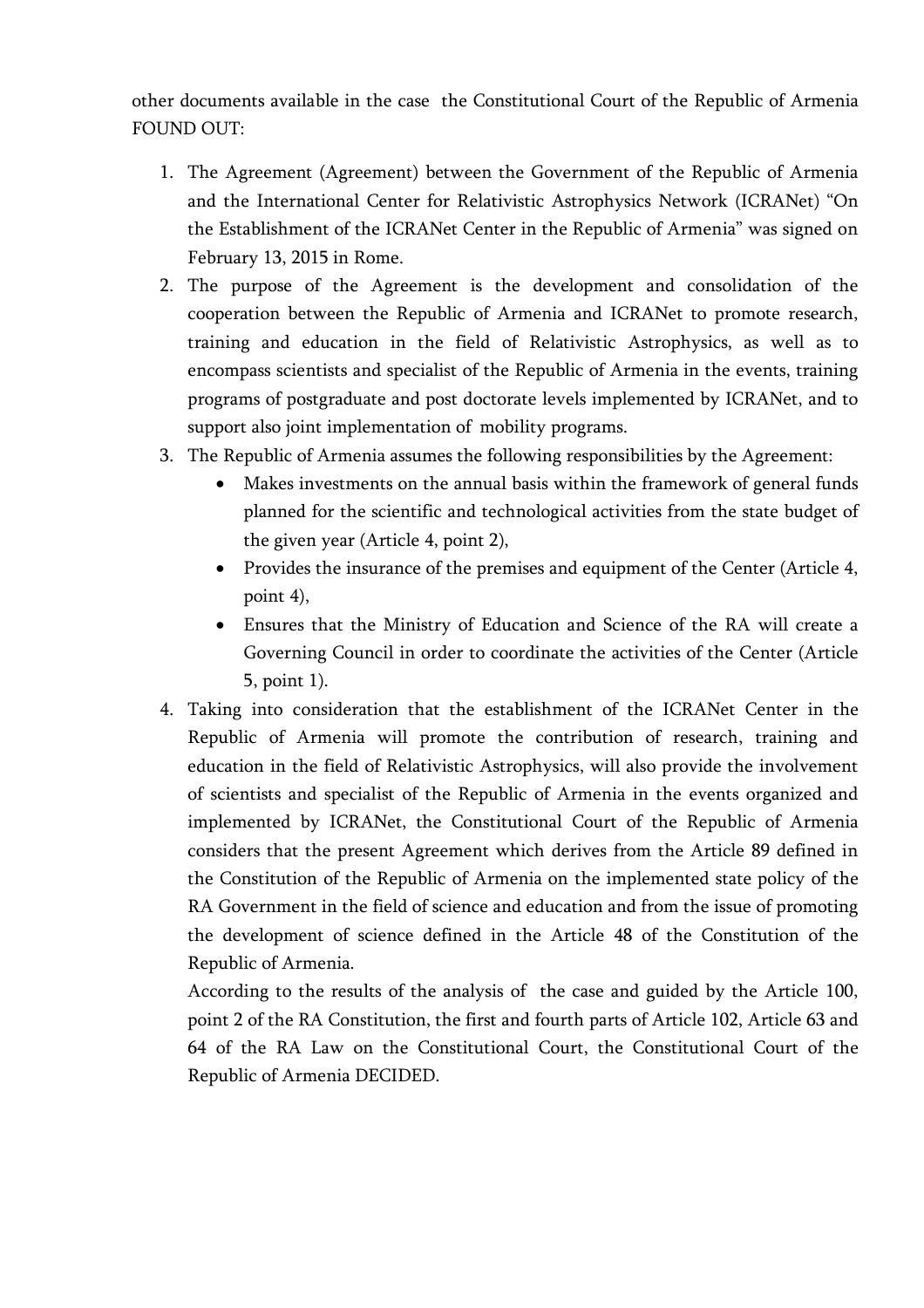other documents available in the case the Constitutional Court of the Republic of Armenia FOUND OUT:

1. The Agreement (Agreement) between the Government of the Republic of Armenia and the International Center for Relativistic Astrophysics Network (ICRANet) "On the Establishment of the ICRANet Center in the Republic of Armenia" was signed on February 13, 2015 in Rome.
2. The purpose of the Agreement is the development and consolidation of the cooperation between the Republic of Armenia and ICRANet to promote research, training and education in the field of Relativistic Astrophysics, as well as to encompass scientists and specialist of the Republic of Armenia in the events, training programs of postgraduate and post doctorate levels implemented by ICRANet, and to support also joint implementation of mobility programs.
3. The Republic of Armenia assumes the following responsibilities by the Agreement:
   - Makes investments on the annual basis within the framework of general funds planned for the scientific and technological activities from the state budget of the given year (Article 4, point 2),
   - Provides the insurance of the premises and equipment of the Center (Article 4, point 4),
   - Ensures that the Ministry of Education and Science of the RA will create a Governing Council in order to coordinate the activities of the Center (Article 5, point 1).
4. Taking into consideration that the establishment of the ICRANet Center in the Republic of Armenia will promote the contribution of research, training and education in the field of Relativistic Astrophysics, will also provide the involvement of scientists and specialist of the Republic of Armenia in the events organized and implemented by ICRANet, the Constitutional Court of the Republic of Armenia considers that the present Agreement which derives from the Article 89 defined in the Constitution of the Republic of Armenia on the implemented state policy of the RA Government in the field of science and education and from the issue of promoting the development of science defined in the Article 48 of the Constitution of the Republic of Armenia.

   According to the results of the analysis of the case and guided by the Article 100, point 2 of the RA Constitution, the first and fourth parts of Article 102, Article 63 and 64 of the RA Law on the Constitutional Court, the Constitutional Court of the Republic of Armenia DECIDED.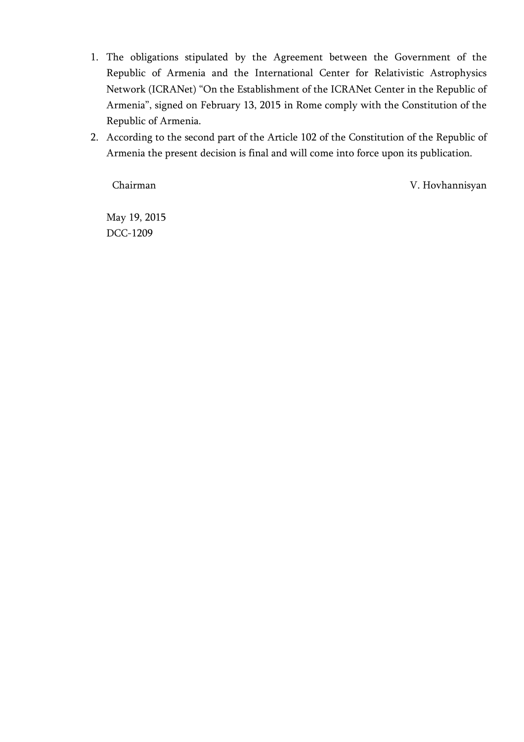1. The obligations stipulated by the Agreement between the Government of the Republic of Armenia and the International Center for Relativistic Astrophysics Network (ICRANet) "On the Establishment of the ICRANet Center in the Republic of Armenia", signed on February 13, 2015 in Rome comply with the Constitution of the Republic of Armenia.
2. According to the second part of the Article 102 of the Constitution of the Republic of Armenia the present decision is final and will come into force upon its publication.

Chairman V. Hovhannisyan

May 19, 2015
DCC-1209